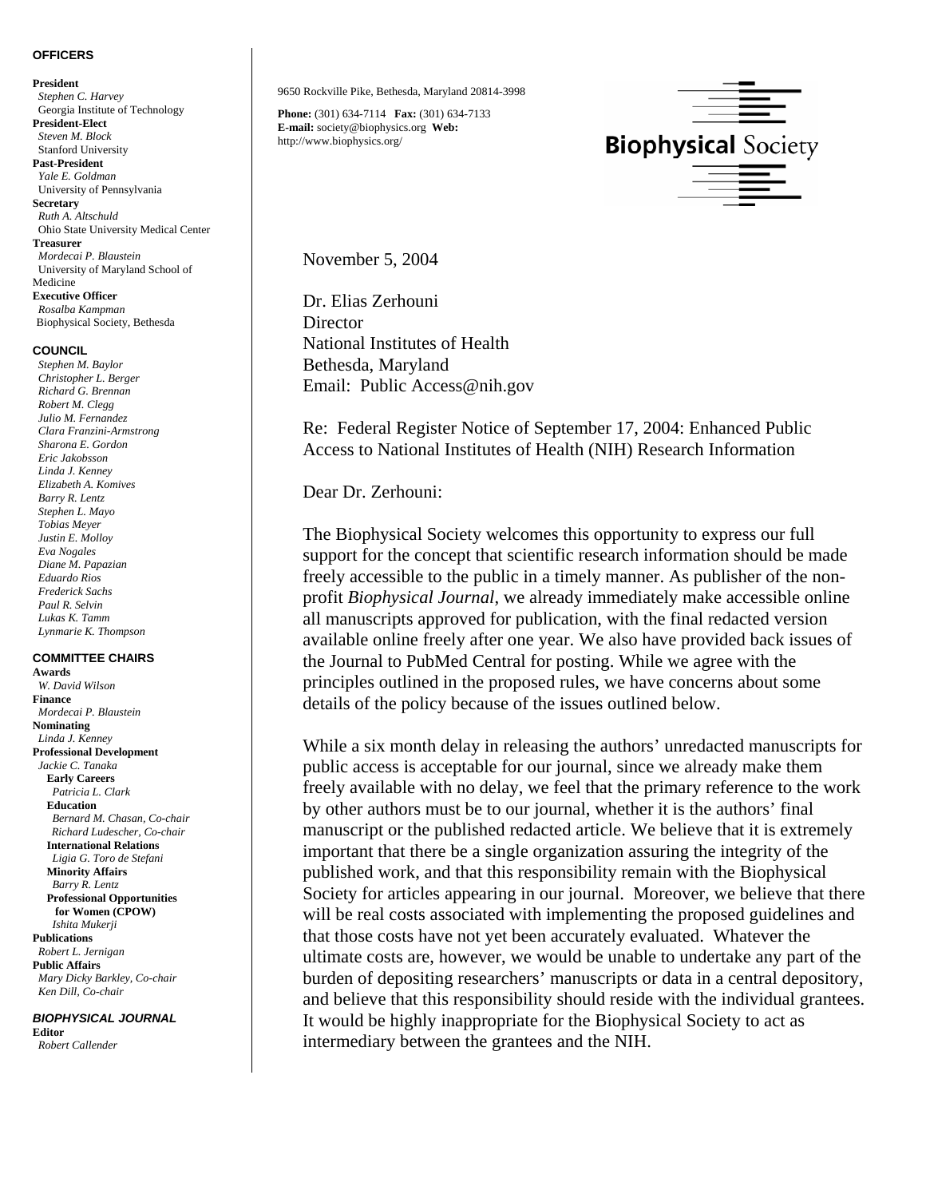**OFFICERS**

**President**
*Stephen C. Harvey*
Georgia Institute of Technology
**President-Elect**
*Steven M. Block*
Stanford University
**Past-President**
*Yale E. Goldman*
University of Pennsylvania
**Secretary**
*Ruth A. Altschuld*
Ohio State University Medical Center
**Treasurer**
*Mordecai P. Blaustein*
University of Maryland School of Medicine
**Executive Officer**
*Rosalba Kampman*
Biophysical Society, Bethesda

**COUNCIL**

*Stephen M. Baylor*
*Christopher L. Berger*
*Richard G. Brennan*
*Robert M. Clegg*
*Julio M. Fernandez*
*Clara Franzini-Armstrong*
*Sharona E. Gordon*
*Eric Jakobsson*
*Linda J. Kenney*
*Elizabeth A. Komives*
*Barry R. Lentz*
*Stephen L. Mayo*
*Tobias Meyer*
*Justin E. Molloy*
*Eva Nogales*
*Diane M. Papazian*
*Eduardo Rios*
*Frederick Sachs*
*Paul R. Selvin*
*Lukas K. Tamm*
*Lynmarie K. Thompson*

**COMMITTEE CHAIRS**

**Awards**
*W. David Wilson*
**Finance**
*Mordecai P. Blaustein*
**Nominating**
*Linda J. Kenney*
**Professional Development**
*Jackie C. Tanaka*
**Early Careers**
*Patricia L. Clark*
**Education**
*Bernard M. Chasan, Co-chair*
*Richard Ludescher, Co-chair*
**International Relations**
*Ligia G. Toro de Stefani*
**Minority Affairs**
*Barry R. Lentz*
**Professional Opportunities for Women (CPOW)**
*Ishita Mukerji*
**Publications**
*Robert L. Jernigan*
**Public Affairs**
*Mary Dicky Barkley, Co-chair*
*Ken Dill, Co-chair*

***BIOPHYSICAL JOURNAL***

**Editor**
*Robert Callender*

---

9650 Rockville Pike, Bethesda, Maryland 20814-3998

**Phone:** (301) 634-7114 **Fax:** (301) 634-7133
**E-mail:** society@biophysics.org **Web:** http://www.biophysics.org/

**Biophysical Society**

November 5, 2004

Dr. Elias Zerhouni
Director
National Institutes of Health
Bethesda, Maryland
Email: Public Access@nih.gov

Re: Federal Register Notice of September 17, 2004: Enhanced Public Access to National Institutes of Health (NIH) Research Information

Dear Dr. Zerhouni:

The Biophysical Society welcomes this opportunity to express our full support for the concept that scientific research information should be made freely accessible to the public in a timely manner. As publisher of the non-profit *Biophysical Journal*, we already immediately make accessible online all manuscripts approved for publication, with the final redacted version available online freely after one year. We also have provided back issues of the Journal to PubMed Central for posting. While we agree with the principles outlined in the proposed rules, we have concerns about some details of the policy because of the issues outlined below.

While a six month delay in releasing the authors' unredacted manuscripts for public access is acceptable for our journal, since we already make them freely available with no delay, we feel that the primary reference to the work by other authors must be to our journal, whether it is the authors' final manuscript or the published redacted article. We believe that it is extremely important that there be a single organization assuring the integrity of the published work, and that this responsibility remain with the Biophysical Society for articles appearing in our journal. Moreover, we believe that there will be real costs associated with implementing the proposed guidelines and that those costs have not yet been accurately evaluated. Whatever the ultimate costs are, however, we would be unable to undertake any part of the burden of depositing researchers' manuscripts or data in a central depository, and believe that this responsibility should reside with the individual grantees. It would be highly inappropriate for the Biophysical Society to act as intermediary between the grantees and the NIH.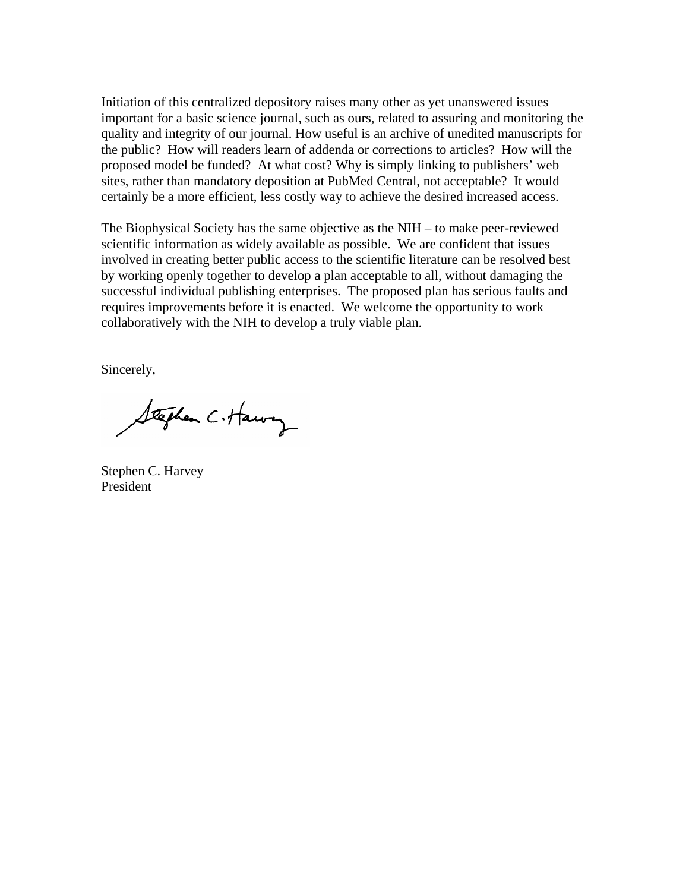Initiation of this centralized depository raises many other as yet unanswered issues important for a basic science journal, such as ours, related to assuring and monitoring the quality and integrity of our journal. How useful is an archive of unedited manuscripts for the public? How will readers learn of addenda or corrections to articles? How will the proposed model be funded? At what cost? Why is simply linking to publishers' web sites, rather than mandatory deposition at PubMed Central, not acceptable? It would certainly be a more efficient, less costly way to achieve the desired increased access.

The Biophysical Society has the same objective as the NIH – to make peer-reviewed scientific information as widely available as possible. We are confident that issues involved in creating better public access to the scientific literature can be resolved best by working openly together to develop a plan acceptable to all, without damaging the successful individual publishing enterprises. The proposed plan has serious faults and requires improvements before it is enacted. We welcome the opportunity to work collaboratively with the NIH to develop a truly viable plan.

Sincerely,

Stephen C. Harvey
President